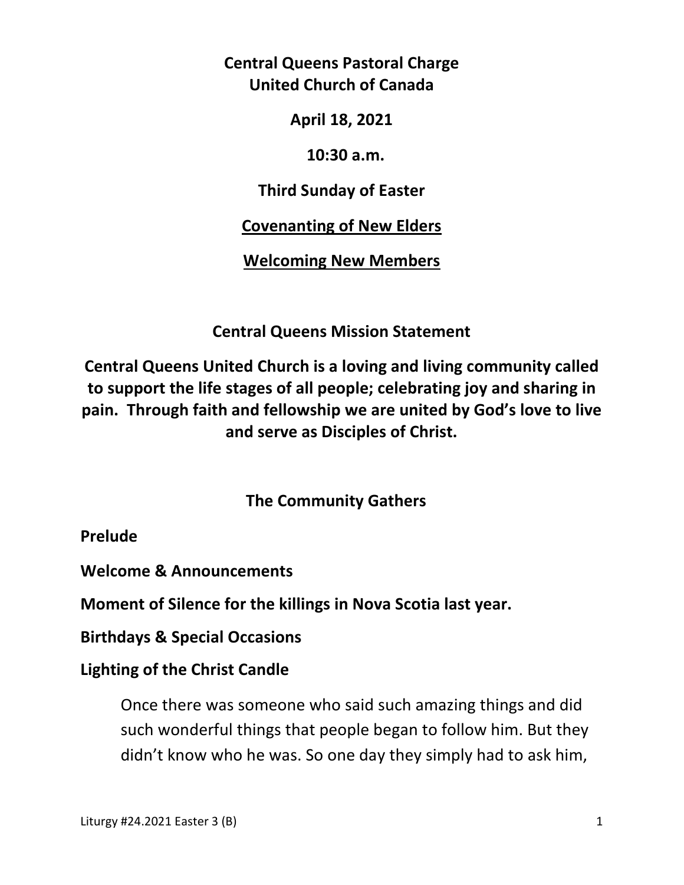**Central Queens Pastoral Charge**
**United Church of Canada**

**April 18, 2021**

**10:30 a.m.**

**Third Sunday of Easter**

**<u>Covenanting of New Elders</u>**

**<u>Welcoming New Members</u>**

## Central Queens Mission Statement

**Central Queens United Church is a loving and living community called to support the life stages of all people; celebrating joy and sharing in pain. Through faith and fellowship we are united by God's love to live and serve as Disciples of Christ.**

## The Community Gathers

**Prelude**

**Welcome & Announcements**

**Moment of Silence for the killings in Nova Scotia last year.**

**Birthdays & Special Occasions**

**Lighting of the Christ Candle**

Once there was someone who said such amazing things and did such wonderful things that people began to follow him. But they didn't know who he was. So one day they simply had to ask him,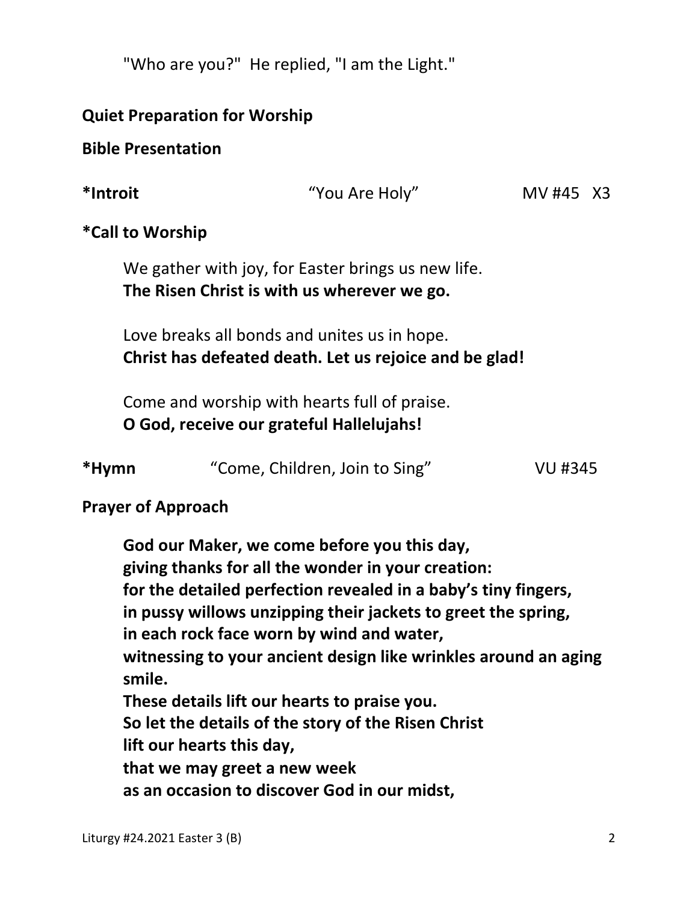"Who are you?" He replied, "I am the Light."

**Quiet Preparation for Worship**

**Bible Presentation**

**\*Introit** "You Are Holy" MV #45 X3

**\*Call to Worship**

We gather with joy, for Easter brings us new life.
**The Risen Christ is with us wherever we go.**

Love breaks all bonds and unites us in hope.
**Christ has defeated death. Let us rejoice and be glad!**

Come and worship with hearts full of praise.
**O God, receive our grateful Hallelujahs!**

**\*Hymn** "Come, Children, Join to Sing" VU #345

**Prayer of Approach**

**God our Maker, we come before you this day,**
**giving thanks for all the wonder in your creation:**
**for the detailed perfection revealed in a baby's tiny fingers,**
**in pussy willows unzipping their jackets to greet the spring,**
**in each rock face worn by wind and water,**
**witnessing to your ancient design like wrinkles around an aging smile.**
**These details lift our hearts to praise you.**
**So let the details of the story of the Risen Christ**
**lift our hearts this day,**
**that we may greet a new week**
**as an occasion to discover God in our midst,**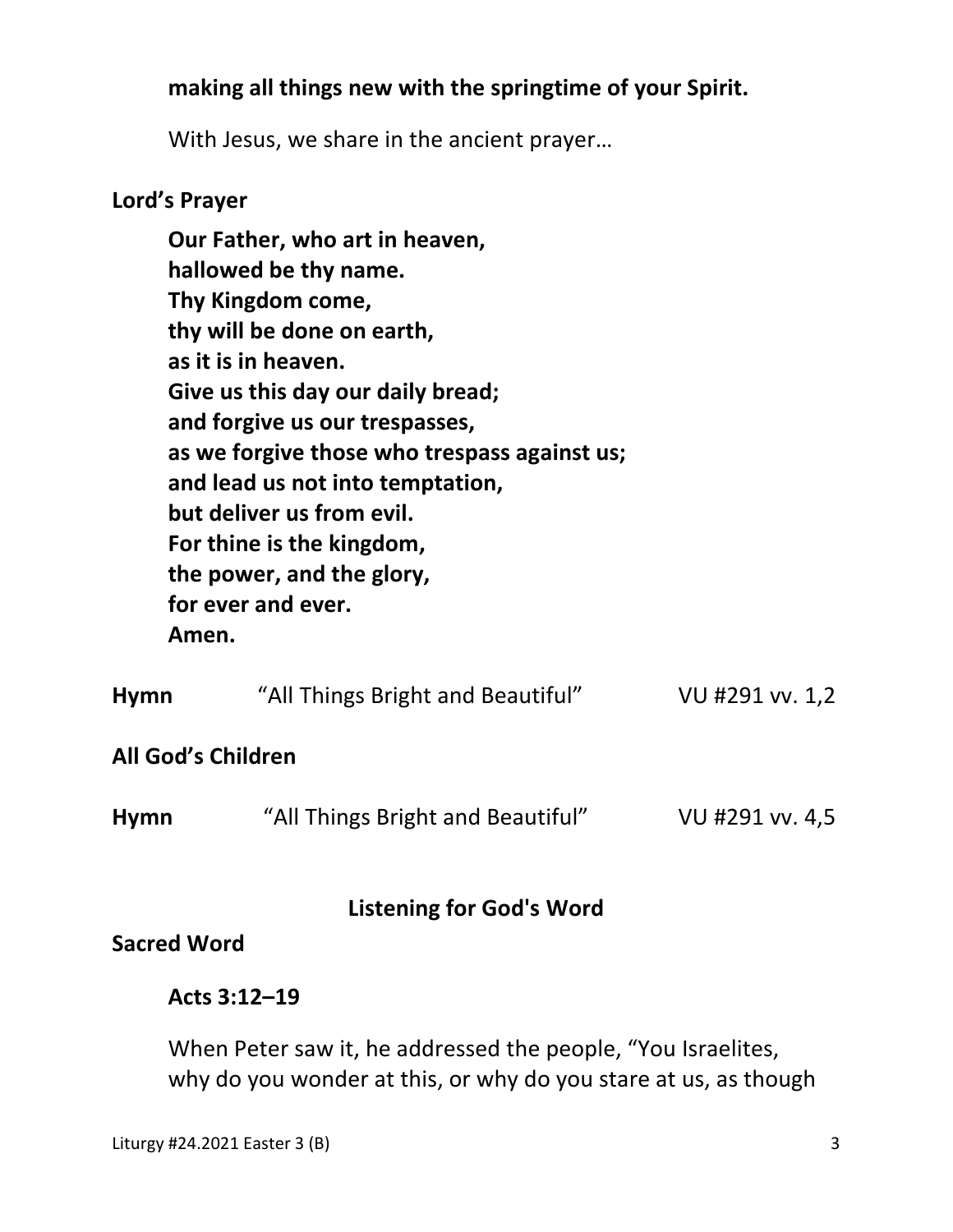**making all things new with the springtime of your Spirit.**

With Jesus, we share in the ancient prayer…

**Lord's Prayer**

**Our Father, who art in heaven,**
**hallowed be thy name.**
**Thy Kingdom come,**
**thy will be done on earth,**
**as it is in heaven.**
**Give us this day our daily bread;**
**and forgive us our trespasses,**
**as we forgive those who trespass against us;**
**and lead us not into temptation,**
**but deliver us from evil.**
**For thine is the kingdom,**
**the power, and the glory,**
**for ever and ever.**
**Amen.**

**Hymn** "All Things Bright and Beautiful" VU #291 vv. 1,2

**All God's Children**

**Hymn** "All Things Bright and Beautiful" VU #291 vv. 4,5

## Listening for God's Word

**Sacred Word**

**Acts 3:12–19**

When Peter saw it, he addressed the people, "You Israelites, why do you wonder at this, or why do you stare at us, as though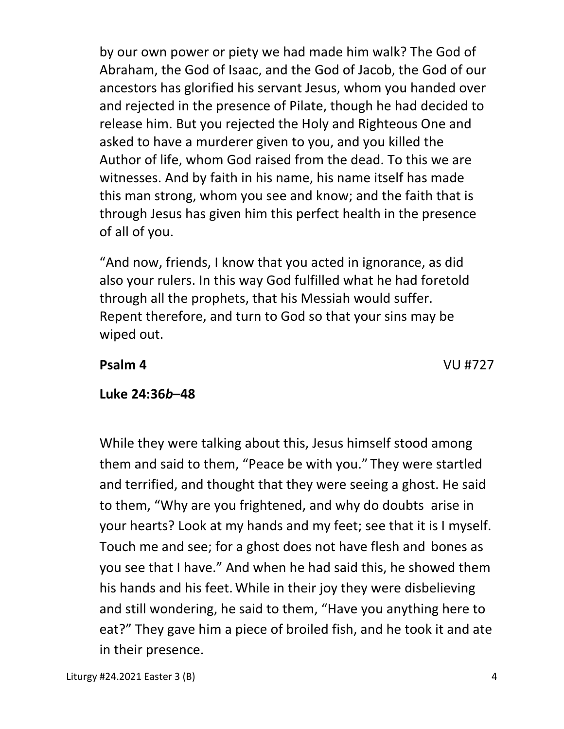by our own power or piety we had made him walk? The God of Abraham, the God of Isaac, and the God of Jacob, the God of our ancestors has glorified his servant Jesus, whom you handed over and rejected in the presence of Pilate, though he had decided to release him. But you rejected the Holy and Righteous One and asked to have a murderer given to you, and you killed the Author of life, whom God raised from the dead. To this we are witnesses. And by faith in his name, his name itself has made this man strong, whom you see and know; and the faith that is through Jesus has given him this perfect health in the presence of all of you.

"And now, friends, I know that you acted in ignorance, as did also your rulers. In this way God fulfilled what he had foretold through all the prophets, that his Messiah would suffer. Repent therefore, and turn to God so that your sins may be wiped out.

**Psalm 4** VU #727

**Luke 24:36*b*–48**

While they were talking about this, Jesus himself stood among them and said to them, "Peace be with you." They were startled and terrified, and thought that they were seeing a ghost. He said to them, "Why are you frightened, and why do doubts arise in your hearts? Look at my hands and my feet; see that it is I myself. Touch me and see; for a ghost does not have flesh and bones as you see that I have." And when he had said this, he showed them his hands and his feet. While in their joy they were disbelieving and still wondering, he said to them, "Have you anything here to eat?" They gave him a piece of broiled fish, and he took it and ate in their presence.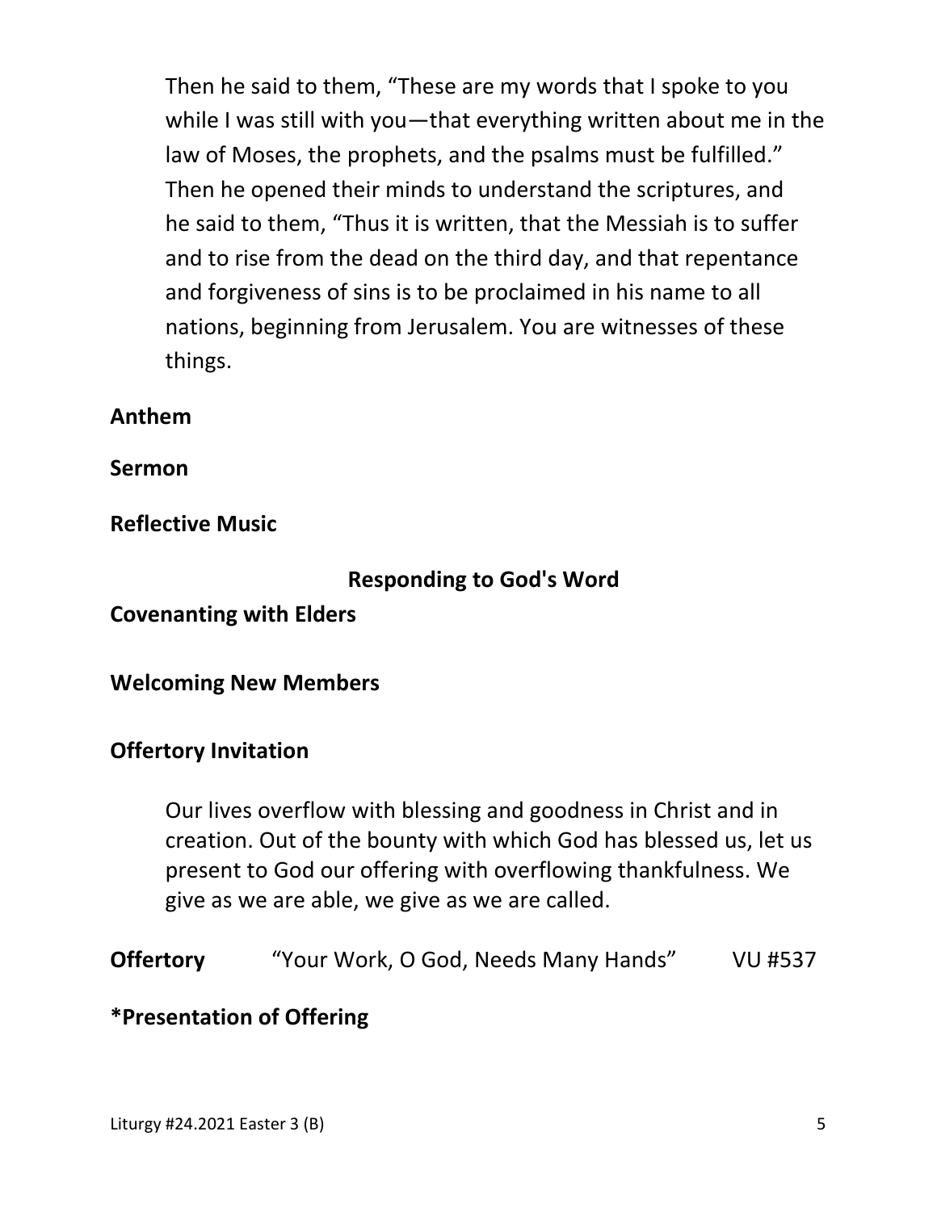Then he said to them, “These are my words that I spoke to you while I was still with you—that everything written about me in the law of Moses, the prophets, and the psalms must be fulfilled.” Then he opened their minds to understand the scriptures, and he said to them, “Thus it is written, that the Messiah is to suffer and to rise from the dead on the third day, and that repentance and forgiveness of sins is to be proclaimed in his name to all nations, beginning from Jerusalem. You are witnesses of these things.

**Anthem**

**Sermon**

**Reflective Music**

## Responding to God's Word

**Covenanting with Elders**

**Welcoming New Members**

**Offertory Invitation**

Our lives overflow with blessing and goodness in Christ and in creation. Out of the bounty with which God has blessed us, let us present to God our offering with overflowing thankfulness. We give as we are able, we give as we are called.

**Offertory** “Your Work, O God, Needs Many Hands” VU #537

**\*Presentation of Offering**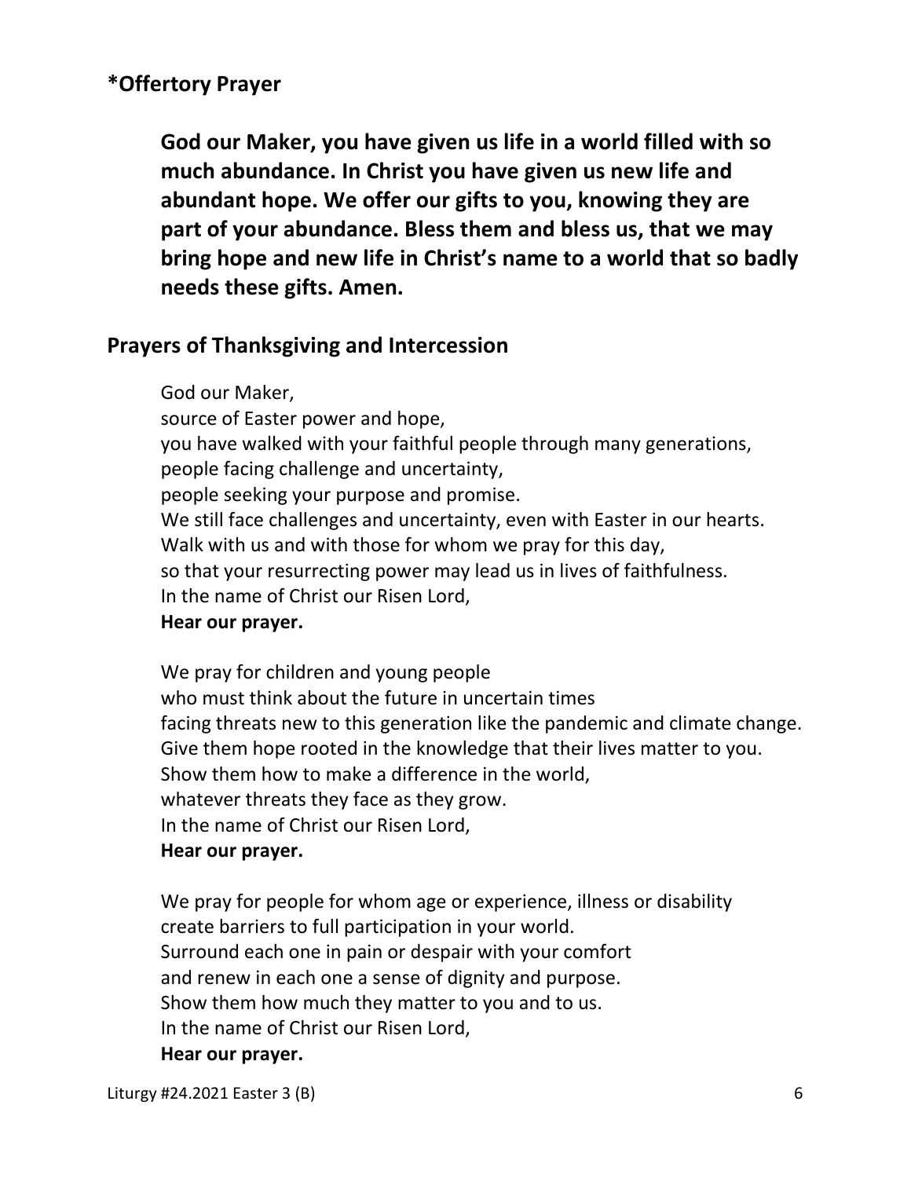## *Offertory Prayer

**God our Maker, you have given us life in a world filled with so much abundance. In Christ you have given us new life and abundant hope. We offer our gifts to you, knowing they are part of your abundance. Bless them and bless us, that we may bring hope and new life in Christ's name to a world that so badly needs these gifts. Amen.**

## Prayers of Thanksgiving and Intercession

God our Maker,
source of Easter power and hope,
you have walked with your faithful people through many generations,
people facing challenge and uncertainty,
people seeking your purpose and promise.
We still face challenges and uncertainty, even with Easter in our hearts.
Walk with us and with those for whom we pray for this day,
so that your resurrecting power may lead us in lives of faithfulness.
In the name of Christ our Risen Lord,
**Hear our prayer.**

We pray for children and young people
who must think about the future in uncertain times
facing threats new to this generation like the pandemic and climate change.
Give them hope rooted in the knowledge that their lives matter to you.
Show them how to make a difference in the world,
whatever threats they face as they grow.
In the name of Christ our Risen Lord,
**Hear our prayer.**

We pray for people for whom age or experience, illness or disability
create barriers to full participation in your world.
Surround each one in pain or despair with your comfort
and renew in each one a sense of dignity and purpose.
Show them how much they matter to you and to us.
In the name of Christ our Risen Lord,
**Hear our prayer.**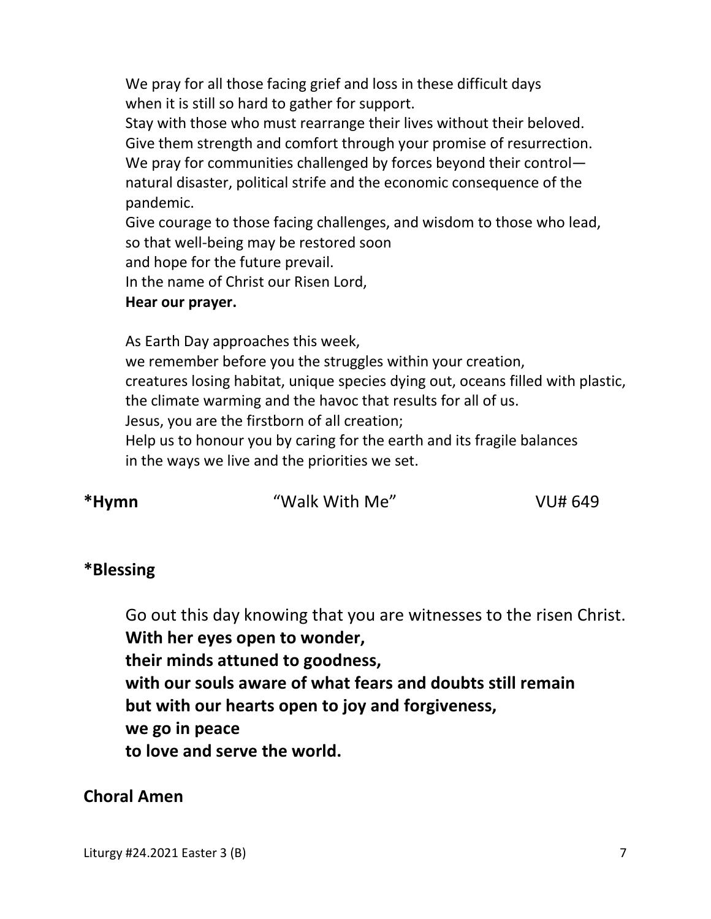We pray for all those facing grief and loss in these difficult days
when it is still so hard to gather for support.
Stay with those who must rearrange their lives without their beloved.
Give them strength and comfort through your promise of resurrection.
We pray for communities challenged by forces beyond their control—
natural disaster, political strife and the economic consequence of the pandemic.
Give courage to those facing challenges, and wisdom to those who lead,
so that well-being may be restored soon
and hope for the future prevail.
In the name of Christ our Risen Lord,
**Hear our prayer.**

As Earth Day approaches this week,
we remember before you the struggles within your creation,
creatures losing habitat, unique species dying out, oceans filled with plastic,
the climate warming and the havoc that results for all of us.
Jesus, you are the firstborn of all creation;
Help us to honour you by caring for the earth and its fragile balances
in the ways we live and the priorities we set.

**\*Hymn** "Walk With Me" VU# 649

**\*Blessing**

Go out this day knowing that you are witnesses to the risen Christ.
**With her eyes open to wonder,**
**their minds attuned to goodness,**
**with our souls aware of what fears and doubts still remain**
**but with our hearts open to joy and forgiveness,**
**we go in peace**
**to love and serve the world.**

**Choral Amen**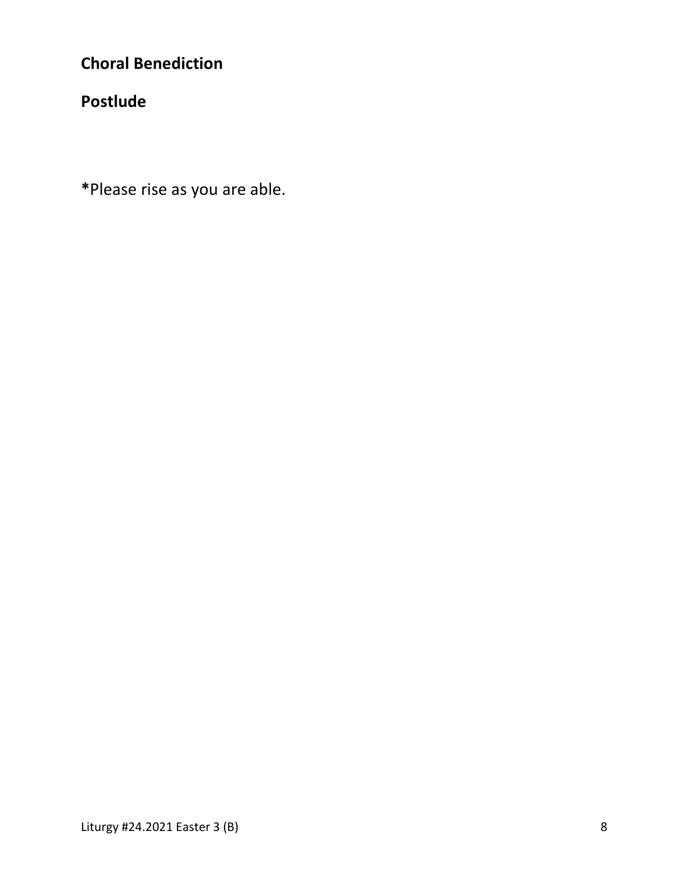**Choral Benediction**

**Postlude**

***Please rise as you are able.**

**Choral Benediction**

**Postlude**

**\***Please rise as you are able.